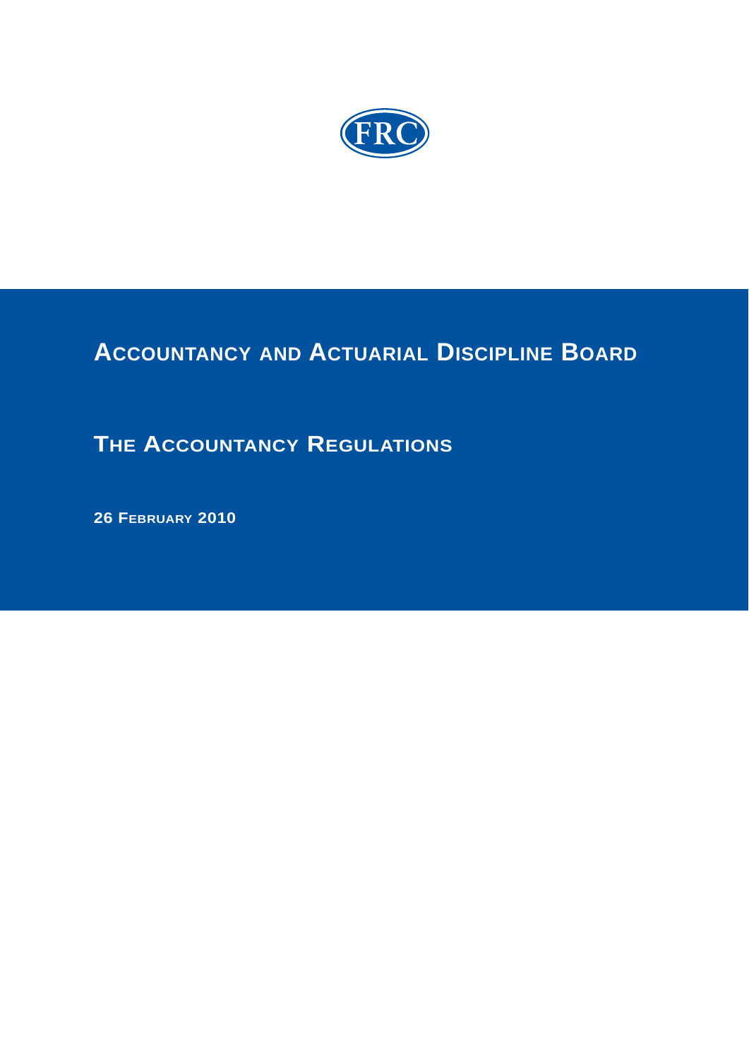FRC

# Accountancy and Actuarial Discipline Board

## The Accountancy Regulations

**26 February 2010**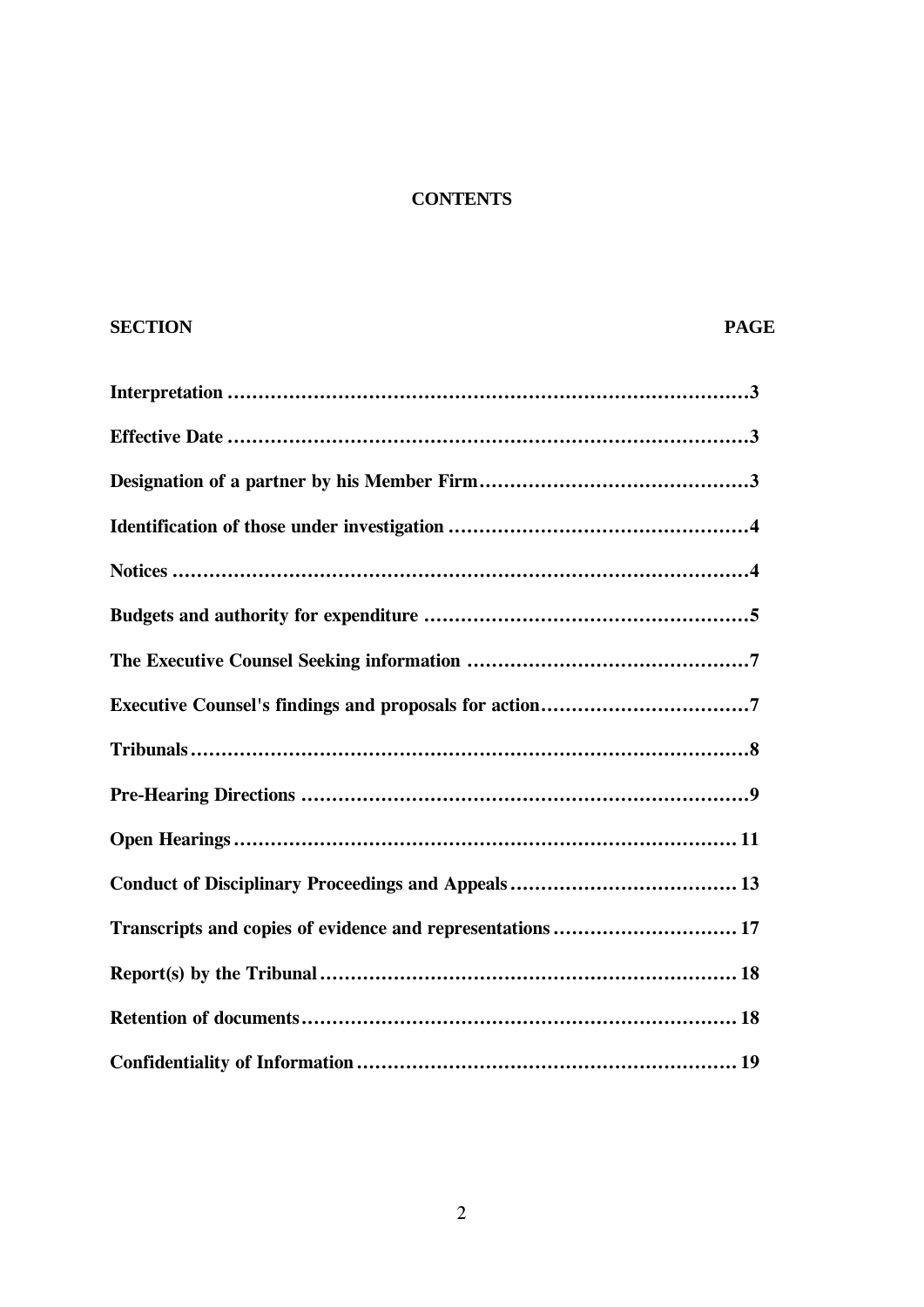# CONTENTS

| SECTION | PAGE |
|---|---|
| **Interpretation** | **3** |
| **Effective Date** | **3** |
| **Designation of a partner by his Member Firm** | **3** |
| **Identification of those under investigation** | **4** |
| **Notices** | **4** |
| **Budgets and authority for expenditure** | **5** |
| **The Executive Counsel Seeking information** | **7** |
| **Executive Counsel's findings and proposals for action** | **7** |
| **Tribunals** | **8** |
| **Pre-Hearing Directions** | **9** |
| **Open Hearings** | **11** |
| **Conduct of Disciplinary Proceedings and Appeals** | **13** |
| **Transcripts and copies of evidence and representations** | **17** |
| **Report(s) by the Tribunal** | **18** |
| **Retention of documents** | **18** |
| **Confidentiality of Information** | **19** |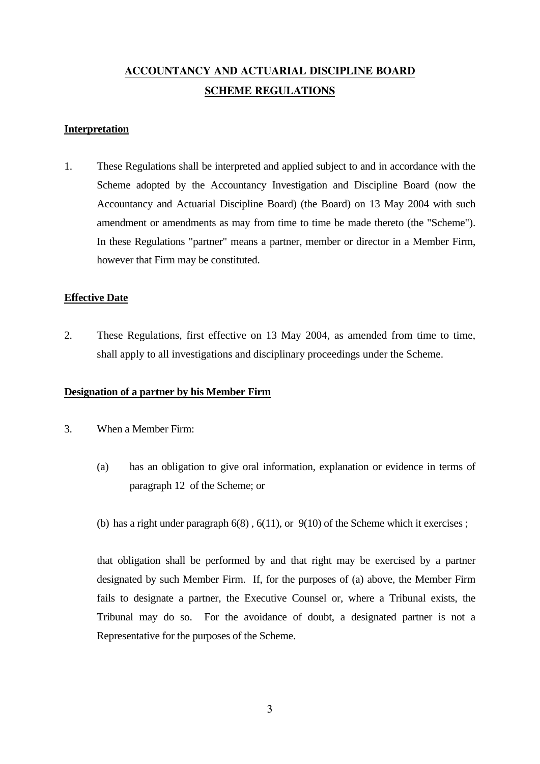# ACCOUNTANCY AND ACTUARIAL DISCIPLINE BOARD
## SCHEME REGULATIONS

### Interpretation

1. These Regulations shall be interpreted and applied subject to and in accordance with the Scheme adopted by the Accountancy Investigation and Discipline Board (now the Accountancy and Actuarial Discipline Board) (the Board) on 13 May 2004 with such amendment or amendments as may from time to time be made thereto (the "Scheme"). In these Regulations "partner" means a partner, member or director in a Member Firm, however that Firm may be constituted.

### Effective Date

2. These Regulations, first effective on 13 May 2004, as amended from time to time, shall apply to all investigations and disciplinary proceedings under the Scheme.

### Designation of a partner by his Member Firm

3. When a Member Firm:

   (a) has an obligation to give oral information, explanation or evidence in terms of paragraph 12 of the Scheme; or

   (b) has a right under paragraph 6(8) , 6(11), or 9(10) of the Scheme which it exercises ;

   that obligation shall be performed by and that right may be exercised by a partner designated by such Member Firm. If, for the purposes of (a) above, the Member Firm fails to designate a partner, the Executive Counsel or, where a Tribunal exists, the Tribunal may do so. For the avoidance of doubt, a designated partner is not a Representative for the purposes of the Scheme.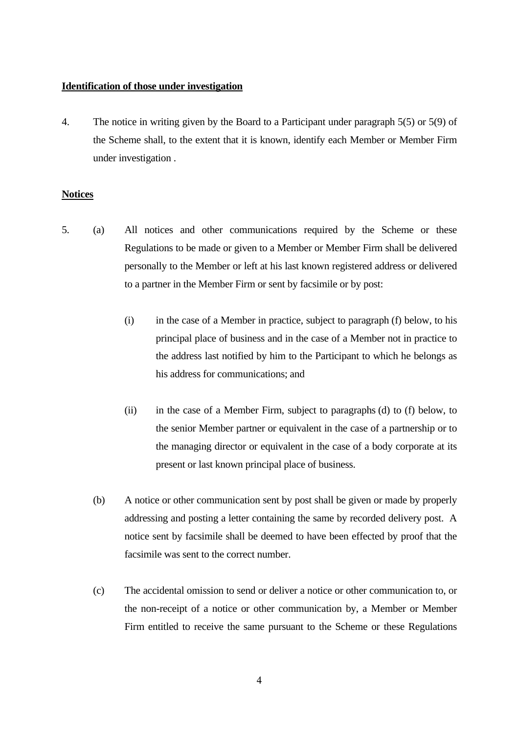**Identification of those under investigation**

4. The notice in writing given by the Board to a Participant under paragraph 5(5) or 5(9) of the Scheme shall, to the extent that it is known, identify each Member or Member Firm under investigation .

**Notices**

5. (a) All notices and other communications required by the Scheme or these Regulations to be made or given to a Member or Member Firm shall be delivered personally to the Member or left at his last known registered address or delivered to a partner in the Member Firm or sent by facsimile or by post:

   (i) in the case of a Member in practice, subject to paragraph (f) below, to his principal place of business and in the case of a Member not in practice to the address last notified by him to the Participant to which he belongs as his address for communications; and

   (ii) in the case of a Member Firm, subject to paragraphs (d) to (f) below, to the senior Member partner or equivalent in the case of a partnership or to the managing director or equivalent in the case of a body corporate at its present or last known principal place of business.

   (b) A notice or other communication sent by post shall be given or made by properly addressing and posting a letter containing the same by recorded delivery post. A notice sent by facsimile shall be deemed to have been effected by proof that the facsimile was sent to the correct number.

   (c) The accidental omission to send or deliver a notice or other communication to, or the non-receipt of a notice or other communication by, a Member or Member Firm entitled to receive the same pursuant to the Scheme or these Regulations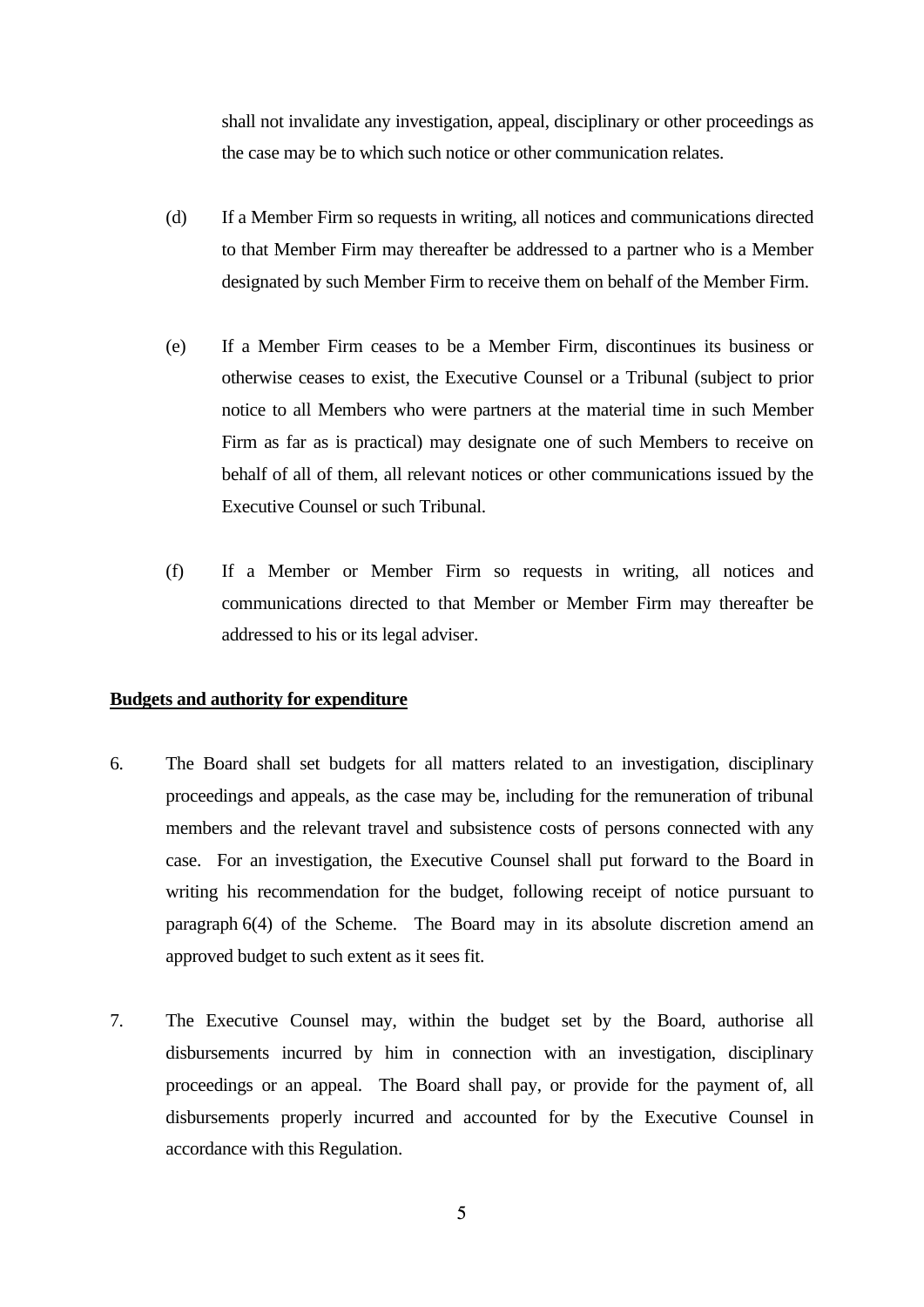shall not invalidate any investigation, appeal, disciplinary or other proceedings as the case may be to which such notice or other communication relates.

(d) If a Member Firm so requests in writing, all notices and communications directed to that Member Firm may thereafter be addressed to a partner who is a Member designated by such Member Firm to receive them on behalf of the Member Firm.

(e) If a Member Firm ceases to be a Member Firm, discontinues its business or otherwise ceases to exist, the Executive Counsel or a Tribunal (subject to prior notice to all Members who were partners at the material time in such Member Firm as far as is practical) may designate one of such Members to receive on behalf of all of them, all relevant notices or other communications issued by the Executive Counsel or such Tribunal.

(f) If a Member or Member Firm so requests in writing, all notices and communications directed to that Member or Member Firm may thereafter be addressed to his or its legal adviser.

**Budgets and authority for expenditure**

6. The Board shall set budgets for all matters related to an investigation, disciplinary proceedings and appeals, as the case may be, including for the remuneration of tribunal members and the relevant travel and subsistence costs of persons connected with any case. For an investigation, the Executive Counsel shall put forward to the Board in writing his recommendation for the budget, following receipt of notice pursuant to paragraph 6(4) of the Scheme. The Board may in its absolute discretion amend an approved budget to such extent as it sees fit.

7. The Executive Counsel may, within the budget set by the Board, authorise all disbursements incurred by him in connection with an investigation, disciplinary proceedings or an appeal. The Board shall pay, or provide for the payment of, all disbursements properly incurred and accounted for by the Executive Counsel in accordance with this Regulation.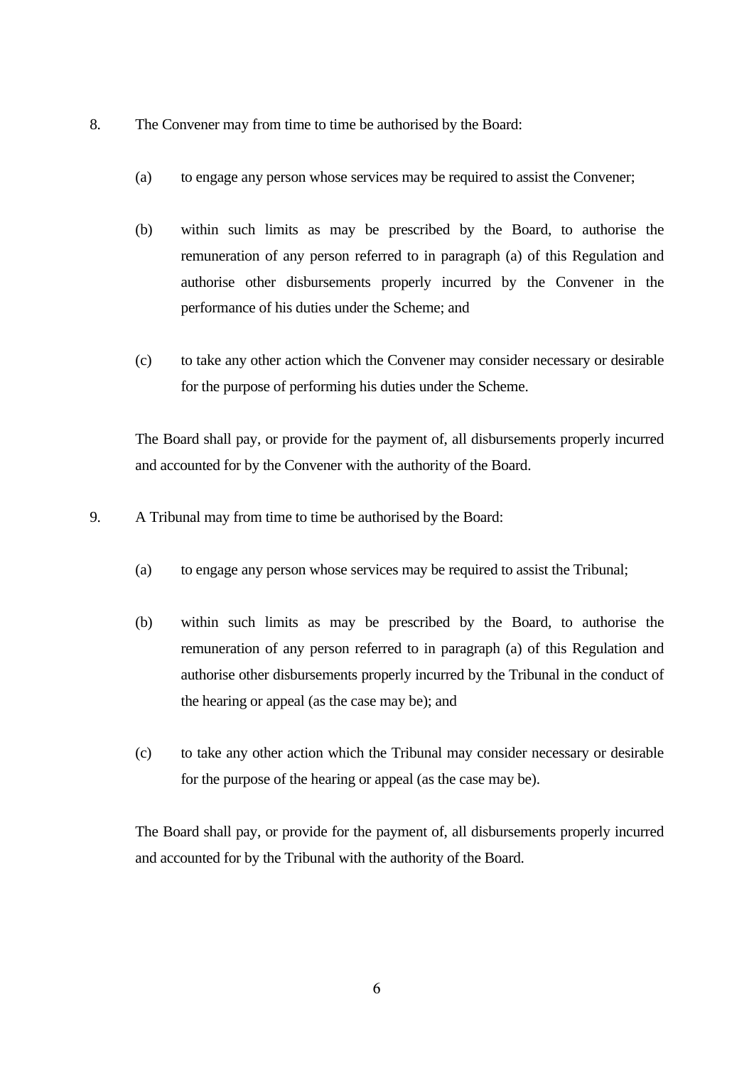8. The Convener may from time to time be authorised by the Board:

   (a) to engage any person whose services may be required to assist the Convener;

   (b) within such limits as may be prescribed by the Board, to authorise the remuneration of any person referred to in paragraph (a) of this Regulation and authorise other disbursements properly incurred by the Convener in the performance of his duties under the Scheme; and

   (c) to take any other action which the Convener may consider necessary or desirable for the purpose of performing his duties under the Scheme.

   The Board shall pay, or provide for the payment of, all disbursements properly incurred and accounted for by the Convener with the authority of the Board.

9. A Tribunal may from time to time be authorised by the Board:

   (a) to engage any person whose services may be required to assist the Tribunal;

   (b) within such limits as may be prescribed by the Board, to authorise the remuneration of any person referred to in paragraph (a) of this Regulation and authorise other disbursements properly incurred by the Tribunal in the conduct of the hearing or appeal (as the case may be); and

   (c) to take any other action which the Tribunal may consider necessary or desirable for the purpose of the hearing or appeal (as the case may be).

   The Board shall pay, or provide for the payment of, all disbursements properly incurred and accounted for by the Tribunal with the authority of the Board.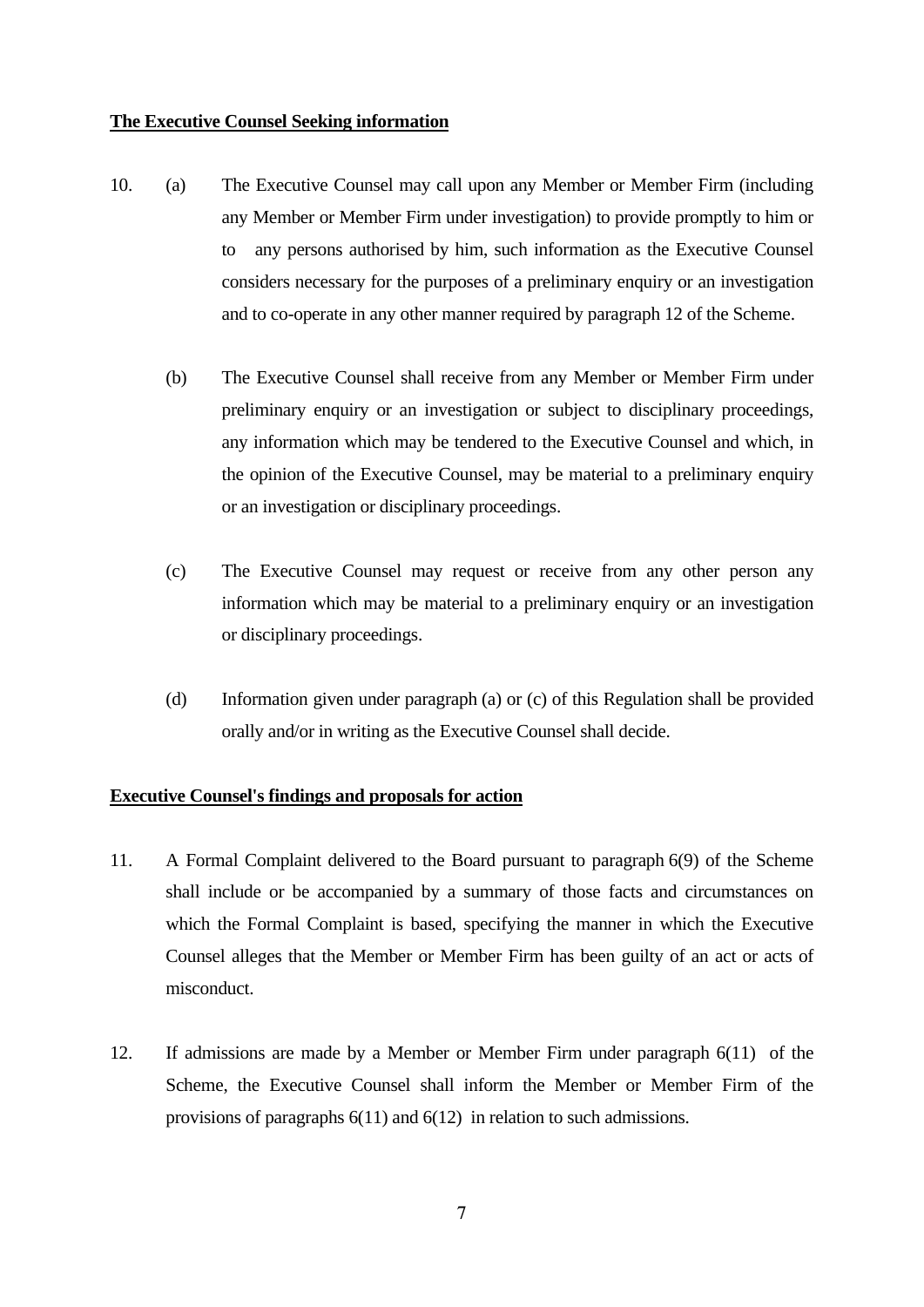**The Executive Counsel Seeking information**

10. (a) The Executive Counsel may call upon any Member or Member Firm (including any Member or Member Firm under investigation) to provide promptly to him or to any persons authorised by him, such information as the Executive Counsel considers necessary for the purposes of a preliminary enquiry or an investigation and to co-operate in any other manner required by paragraph 12 of the Scheme.

    (b) The Executive Counsel shall receive from any Member or Member Firm under preliminary enquiry or an investigation or subject to disciplinary proceedings, any information which may be tendered to the Executive Counsel and which, in the opinion of the Executive Counsel, may be material to a preliminary enquiry or an investigation or disciplinary proceedings.

    (c) The Executive Counsel may request or receive from any other person any information which may be material to a preliminary enquiry or an investigation or disciplinary proceedings.

    (d) Information given under paragraph (a) or (c) of this Regulation shall be provided orally and/or in writing as the Executive Counsel shall decide.

**Executive Counsel's findings and proposals for action**

11. A Formal Complaint delivered to the Board pursuant to paragraph 6(9) of the Scheme shall include or be accompanied by a summary of those facts and circumstances on which the Formal Complaint is based, specifying the manner in which the Executive Counsel alleges that the Member or Member Firm has been guilty of an act or acts of misconduct.

12. If admissions are made by a Member or Member Firm under paragraph 6(11) of the Scheme, the Executive Counsel shall inform the Member or Member Firm of the provisions of paragraphs 6(11) and 6(12) in relation to such admissions.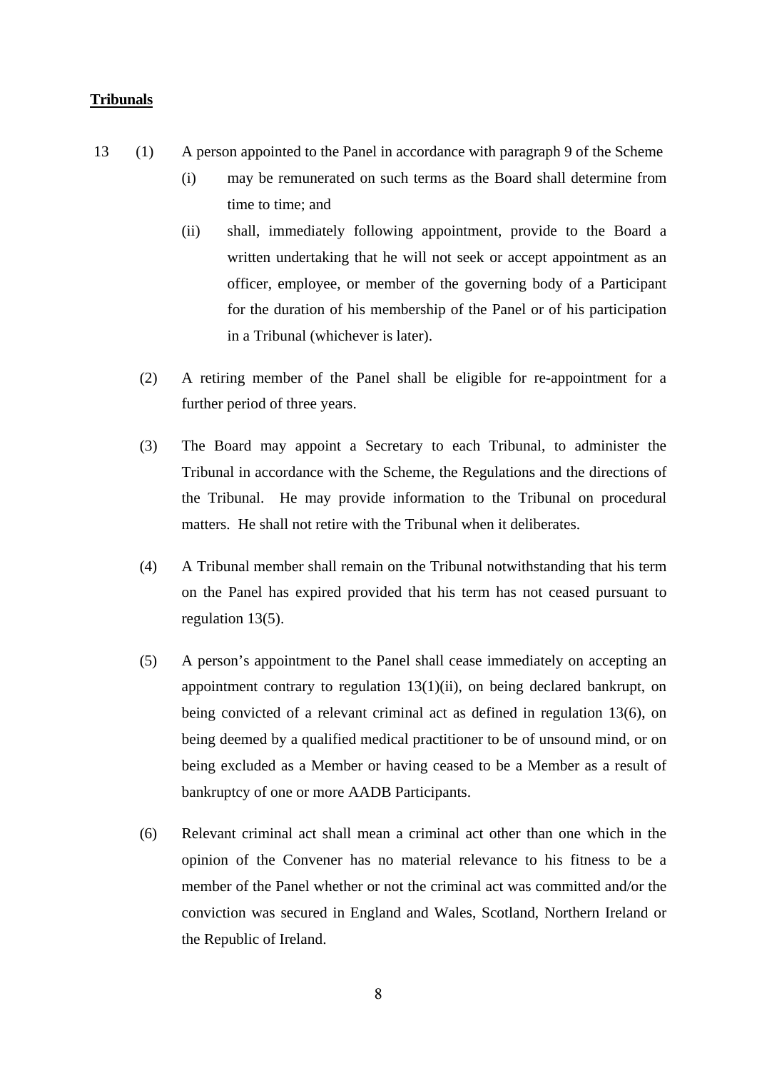**Tribunals**

13 (1) A person appointed to the Panel in accordance with paragraph 9 of the Scheme

(i) may be remunerated on such terms as the Board shall determine from time to time; and

(ii) shall, immediately following appointment, provide to the Board a written undertaking that he will not seek or accept appointment as an officer, employee, or member of the governing body of a Participant for the duration of his membership of the Panel or of his participation in a Tribunal (whichever is later).

(2) A retiring member of the Panel shall be eligible for re-appointment for a further period of three years.

(3) The Board may appoint a Secretary to each Tribunal, to administer the Tribunal in accordance with the Scheme, the Regulations and the directions of the Tribunal. He may provide information to the Tribunal on procedural matters. He shall not retire with the Tribunal when it deliberates.

(4) A Tribunal member shall remain on the Tribunal notwithstanding that his term on the Panel has expired provided that his term has not ceased pursuant to regulation 13(5).

(5) A person's appointment to the Panel shall cease immediately on accepting an appointment contrary to regulation 13(1)(ii), on being declared bankrupt, on being convicted of a relevant criminal act as defined in regulation 13(6), on being deemed by a qualified medical practitioner to be of unsound mind, or on being excluded as a Member or having ceased to be a Member as a result of bankruptcy of one or more AADB Participants.

(6) Relevant criminal act shall mean a criminal act other than one which in the opinion of the Convener has no material relevance to his fitness to be a member of the Panel whether or not the criminal act was committed and/or the conviction was secured in England and Wales, Scotland, Northern Ireland or the Republic of Ireland.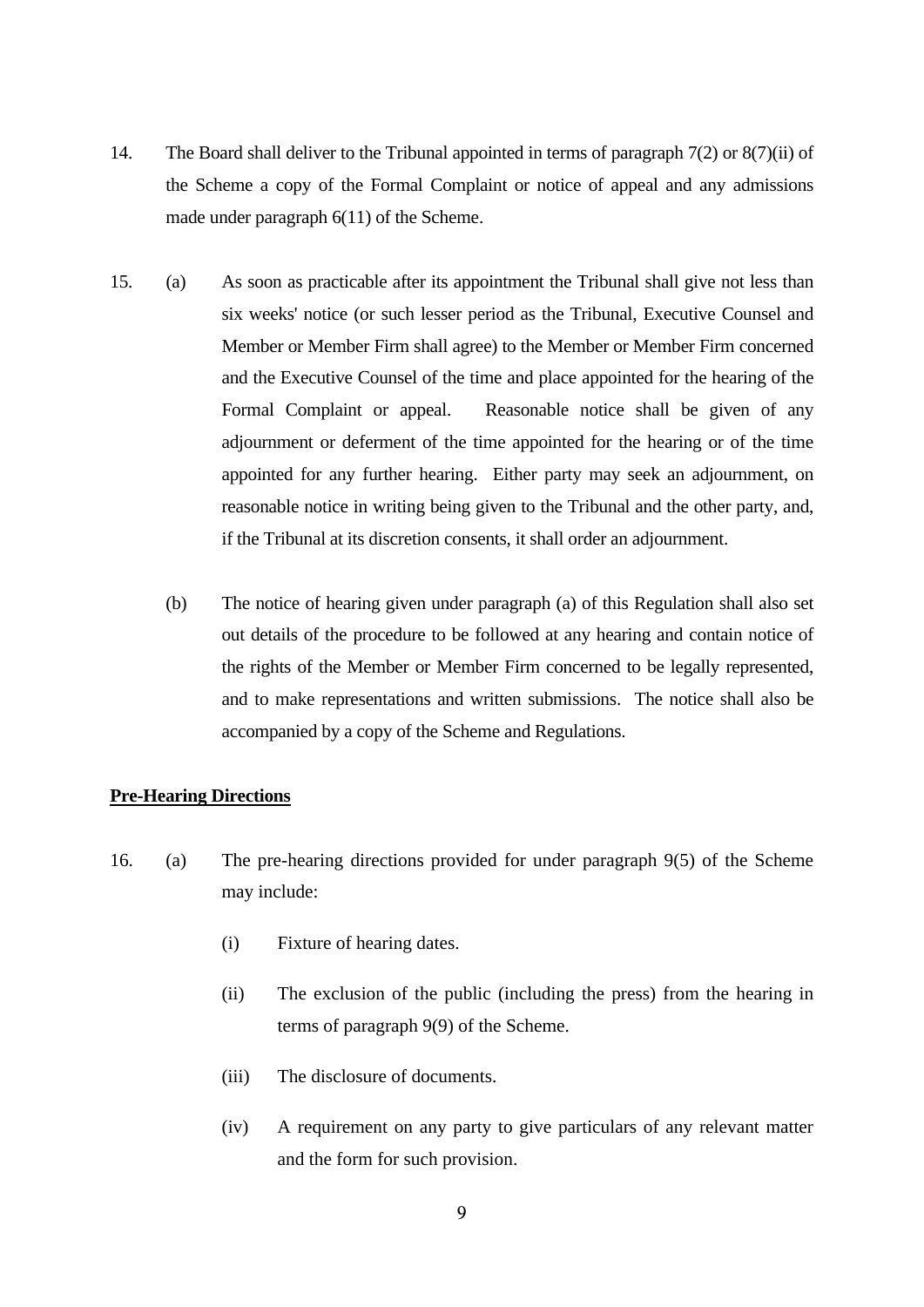14. The Board shall deliver to the Tribunal appointed in terms of paragraph 7(2) or 8(7)(ii) of the Scheme a copy of the Formal Complaint or notice of appeal and any admissions made under paragraph 6(11) of the Scheme.

15. (a) As soon as practicable after its appointment the Tribunal shall give not less than six weeks' notice (or such lesser period as the Tribunal, Executive Counsel and Member or Member Firm shall agree) to the Member or Member Firm concerned and the Executive Counsel of the time and place appointed for the hearing of the Formal Complaint or appeal. Reasonable notice shall be given of any adjournment or deferment of the time appointed for the hearing or of the time appointed for any further hearing. Either party may seek an adjournment, on reasonable notice in writing being given to the Tribunal and the other party, and, if the Tribunal at its discretion consents, it shall order an adjournment.

    (b) The notice of hearing given under paragraph (a) of this Regulation shall also set out details of the procedure to be followed at any hearing and contain notice of the rights of the Member or Member Firm concerned to be legally represented, and to make representations and written submissions. The notice shall also be accompanied by a copy of the Scheme and Regulations.

**Pre-Hearing Directions**

16. (a) The pre-hearing directions provided for under paragraph 9(5) of the Scheme may include:

    (i) Fixture of hearing dates.

    (ii) The exclusion of the public (including the press) from the hearing in terms of paragraph 9(9) of the Scheme.

    (iii) The disclosure of documents.

    (iv) A requirement on any party to give particulars of any relevant matter and the form for such provision.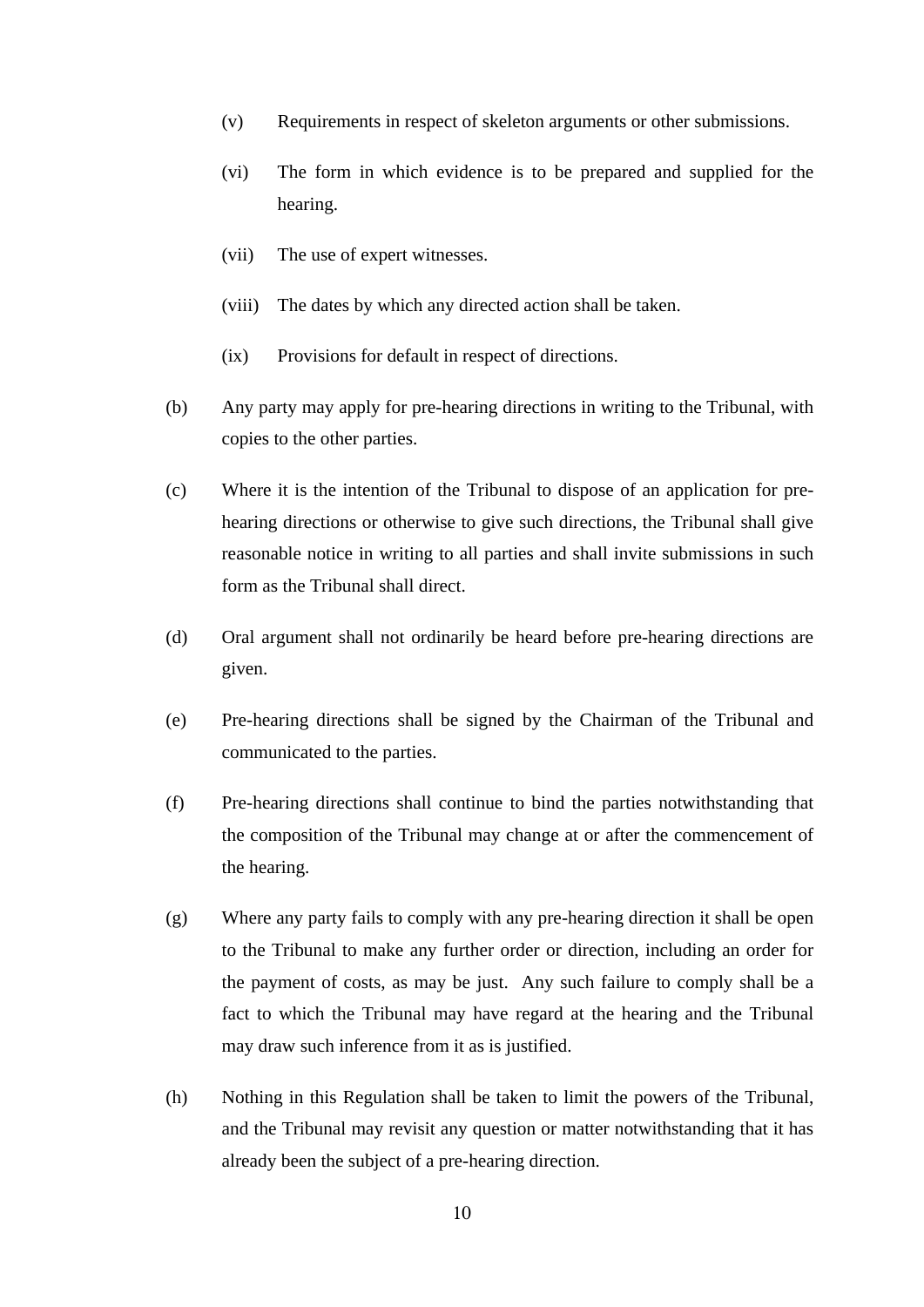(v) Requirements in respect of skeleton arguments or other submissions.

(vi) The form in which evidence is to be prepared and supplied for the hearing.

(vii) The use of expert witnesses.

(viii) The dates by which any directed action shall be taken.

(ix) Provisions for default in respect of directions.

(b) Any party may apply for pre-hearing directions in writing to the Tribunal, with copies to the other parties.

(c) Where it is the intention of the Tribunal to dispose of an application for pre-hearing directions or otherwise to give such directions, the Tribunal shall give reasonable notice in writing to all parties and shall invite submissions in such form as the Tribunal shall direct.

(d) Oral argument shall not ordinarily be heard before pre-hearing directions are given.

(e) Pre-hearing directions shall be signed by the Chairman of the Tribunal and communicated to the parties.

(f) Pre-hearing directions shall continue to bind the parties notwithstanding that the composition of the Tribunal may change at or after the commencement of the hearing.

(g) Where any party fails to comply with any pre-hearing direction it shall be open to the Tribunal to make any further order or direction, including an order for the payment of costs, as may be just. Any such failure to comply shall be a fact to which the Tribunal may have regard at the hearing and the Tribunal may draw such inference from it as is justified.

(h) Nothing in this Regulation shall be taken to limit the powers of the Tribunal, and the Tribunal may revisit any question or matter notwithstanding that it has already been the subject of a pre-hearing direction.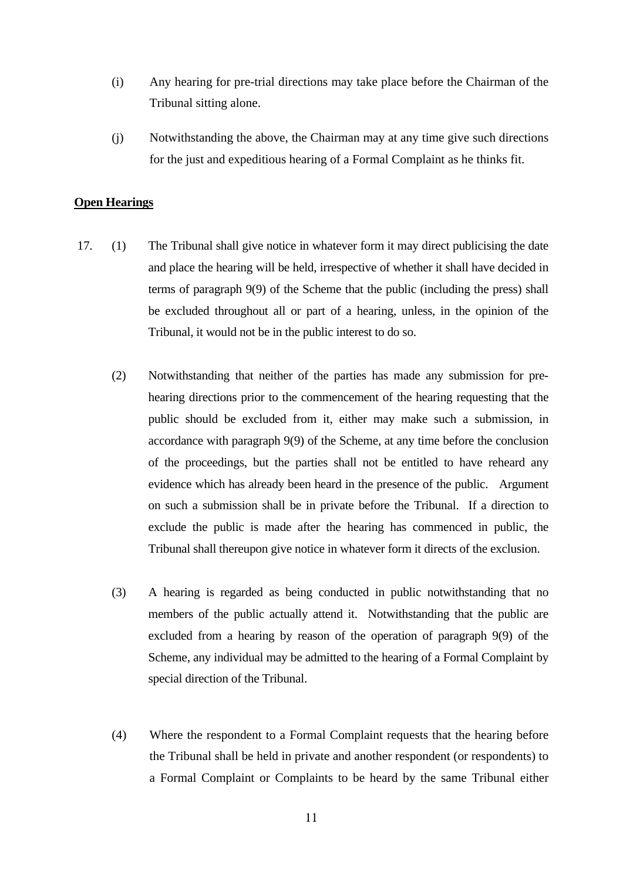(i) Any hearing for pre-trial directions may take place before the Chairman of the Tribunal sitting alone.

(j) Notwithstanding the above, the Chairman may at any time give such directions for the just and expeditious hearing of a Formal Complaint as he thinks fit.

**Open Hearings**

17. (1) The Tribunal shall give notice in whatever form it may direct publicising the date and place the hearing will be held, irrespective of whether it shall have decided in terms of paragraph 9(9) of the Scheme that the public (including the press) shall be excluded throughout all or part of a hearing, unless, in the opinion of the Tribunal, it would not be in the public interest to do so.

(2) Notwithstanding that neither of the parties has made any submission for pre-hearing directions prior to the commencement of the hearing requesting that the public should be excluded from it, either may make such a submission, in accordance with paragraph 9(9) of the Scheme, at any time before the conclusion of the proceedings, but the parties shall not be entitled to have reheard any evidence which has already been heard in the presence of the public. Argument on such a submission shall be in private before the Tribunal. If a direction to exclude the public is made after the hearing has commenced in public, the Tribunal shall thereupon give notice in whatever form it directs of the exclusion.

(3) A hearing is regarded as being conducted in public notwithstanding that no members of the public actually attend it. Notwithstanding that the public are excluded from a hearing by reason of the operation of paragraph 9(9) of the Scheme, any individual may be admitted to the hearing of a Formal Complaint by special direction of the Tribunal.

(4) Where the respondent to a Formal Complaint requests that the hearing before the Tribunal shall be held in private and another respondent (or respondents) to a Formal Complaint or Complaints to be heard by the same Tribunal either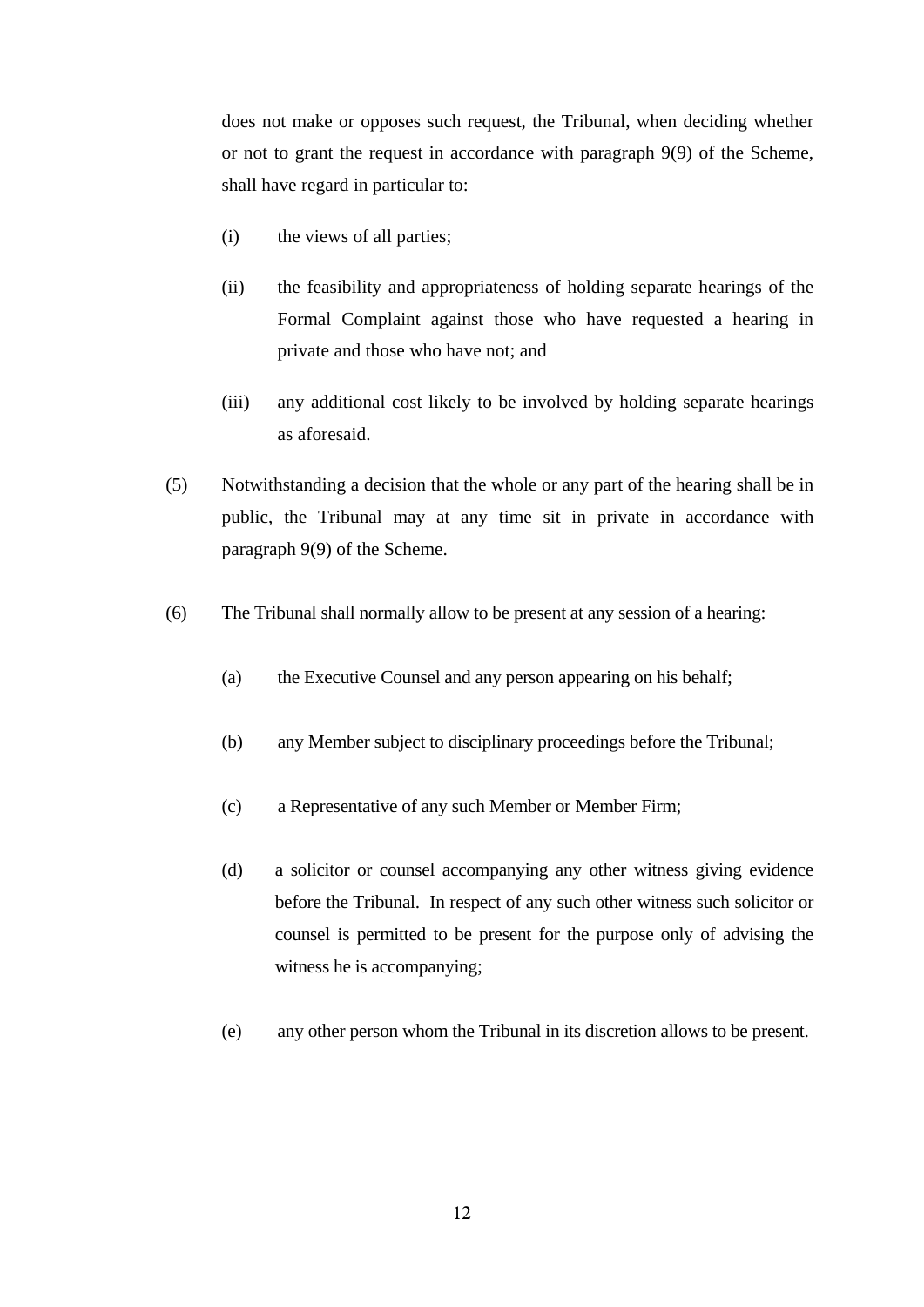does not make or opposes such request, the Tribunal, when deciding whether or not to grant the request in accordance with paragraph 9(9) of the Scheme, shall have regard in particular to:

(i) the views of all parties;

(ii) the feasibility and appropriateness of holding separate hearings of the Formal Complaint against those who have requested a hearing in private and those who have not; and

(iii) any additional cost likely to be involved by holding separate hearings as aforesaid.

(5) Notwithstanding a decision that the whole or any part of the hearing shall be in public, the Tribunal may at any time sit in private in accordance with paragraph 9(9) of the Scheme.

(6) The Tribunal shall normally allow to be present at any session of a hearing:

(a) the Executive Counsel and any person appearing on his behalf;

(b) any Member subject to disciplinary proceedings before the Tribunal;

(c) a Representative of any such Member or Member Firm;

(d) a solicitor or counsel accompanying any other witness giving evidence before the Tribunal. In respect of any such other witness such solicitor or counsel is permitted to be present for the purpose only of advising the witness he is accompanying;

(e) any other person whom the Tribunal in its discretion allows to be present.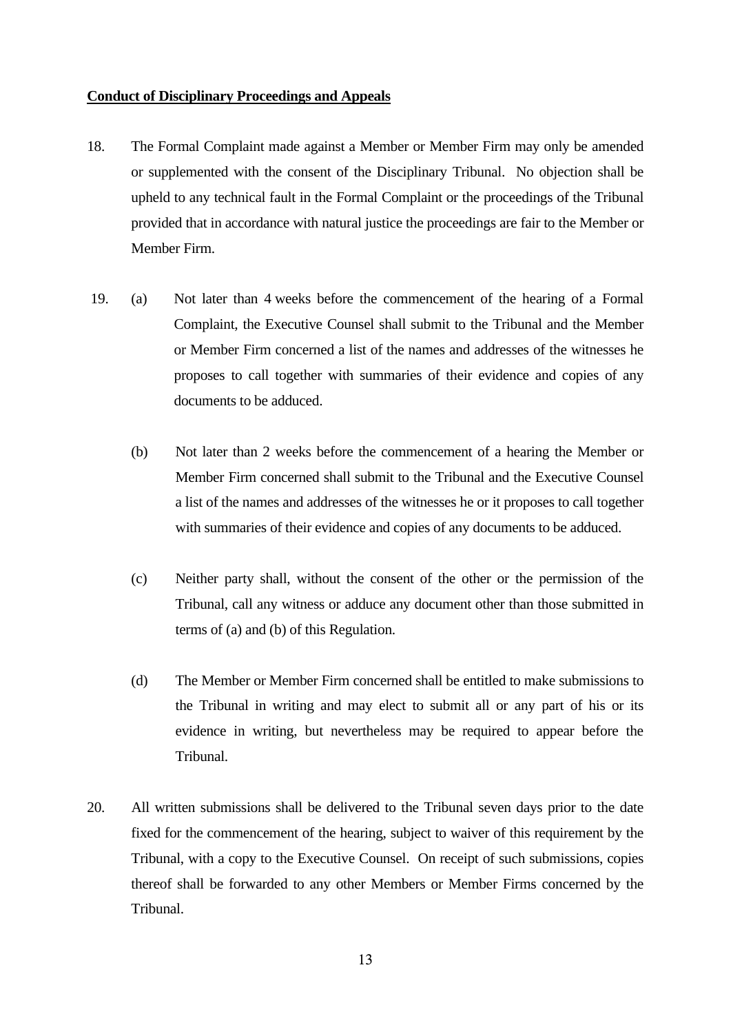**Conduct of Disciplinary Proceedings and Appeals**

18. The Formal Complaint made against a Member or Member Firm may only be amended or supplemented with the consent of the Disciplinary Tribunal. No objection shall be upheld to any technical fault in the Formal Complaint or the proceedings of the Tribunal provided that in accordance with natural justice the proceedings are fair to the Member or Member Firm.

19. (a) Not later than 4 weeks before the commencement of the hearing of a Formal Complaint, the Executive Counsel shall submit to the Tribunal and the Member or Member Firm concerned a list of the names and addresses of the witnesses he proposes to call together with summaries of their evidence and copies of any documents to be adduced.

    (b) Not later than 2 weeks before the commencement of a hearing the Member or Member Firm concerned shall submit to the Tribunal and the Executive Counsel a list of the names and addresses of the witnesses he or it proposes to call together with summaries of their evidence and copies of any documents to be adduced.

    (c) Neither party shall, without the consent of the other or the permission of the Tribunal, call any witness or adduce any document other than those submitted in terms of (a) and (b) of this Regulation.

    (d) The Member or Member Firm concerned shall be entitled to make submissions to the Tribunal in writing and may elect to submit all or any part of his or its evidence in writing, but nevertheless may be required to appear before the Tribunal.

20. All written submissions shall be delivered to the Tribunal seven days prior to the date fixed for the commencement of the hearing, subject to waiver of this requirement by the Tribunal, with a copy to the Executive Counsel. On receipt of such submissions, copies thereof shall be forwarded to any other Members or Member Firms concerned by the Tribunal.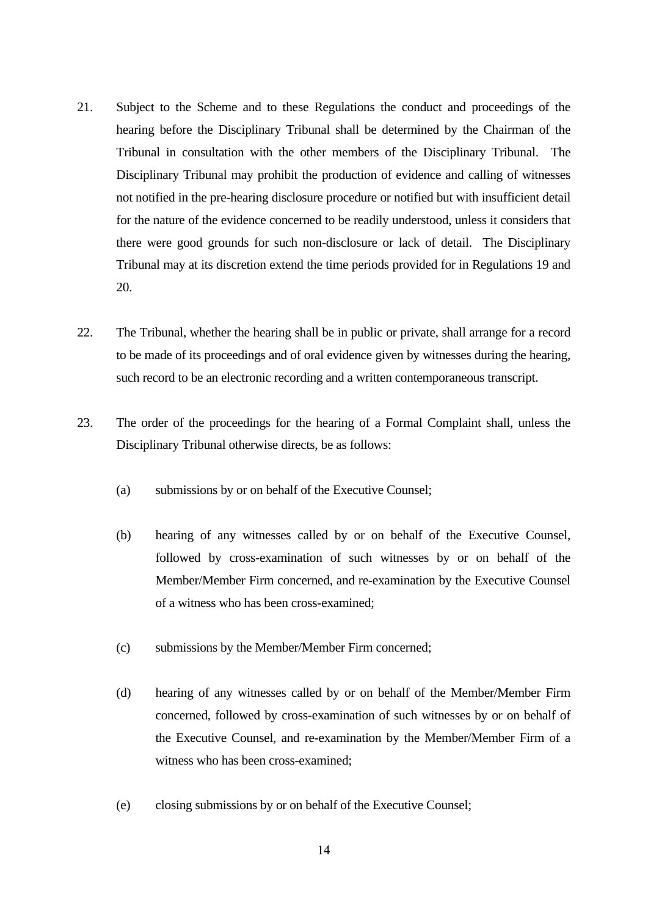21. Subject to the Scheme and to these Regulations the conduct and proceedings of the hearing before the Disciplinary Tribunal shall be determined by the Chairman of the Tribunal in consultation with the other members of the Disciplinary Tribunal. The Disciplinary Tribunal may prohibit the production of evidence and calling of witnesses not notified in the pre-hearing disclosure procedure or notified but with insufficient detail for the nature of the evidence concerned to be readily understood, unless it considers that there were good grounds for such non-disclosure or lack of detail. The Disciplinary Tribunal may at its discretion extend the time periods provided for in Regulations 19 and 20.

22. The Tribunal, whether the hearing shall be in public or private, shall arrange for a record to be made of its proceedings and of oral evidence given by witnesses during the hearing, such record to be an electronic recording and a written contemporaneous transcript.

23. The order of the proceedings for the hearing of a Formal Complaint shall, unless the Disciplinary Tribunal otherwise directs, be as follows:

    (a) submissions by or on behalf of the Executive Counsel;

    (b) hearing of any witnesses called by or on behalf of the Executive Counsel, followed by cross-examination of such witnesses by or on behalf of the Member/Member Firm concerned, and re-examination by the Executive Counsel of a witness who has been cross-examined;

    (c) submissions by the Member/Member Firm concerned;

    (d) hearing of any witnesses called by or on behalf of the Member/Member Firm concerned, followed by cross-examination of such witnesses by or on behalf of the Executive Counsel, and re-examination by the Member/Member Firm of a witness who has been cross-examined;

    (e) closing submissions by or on behalf of the Executive Counsel;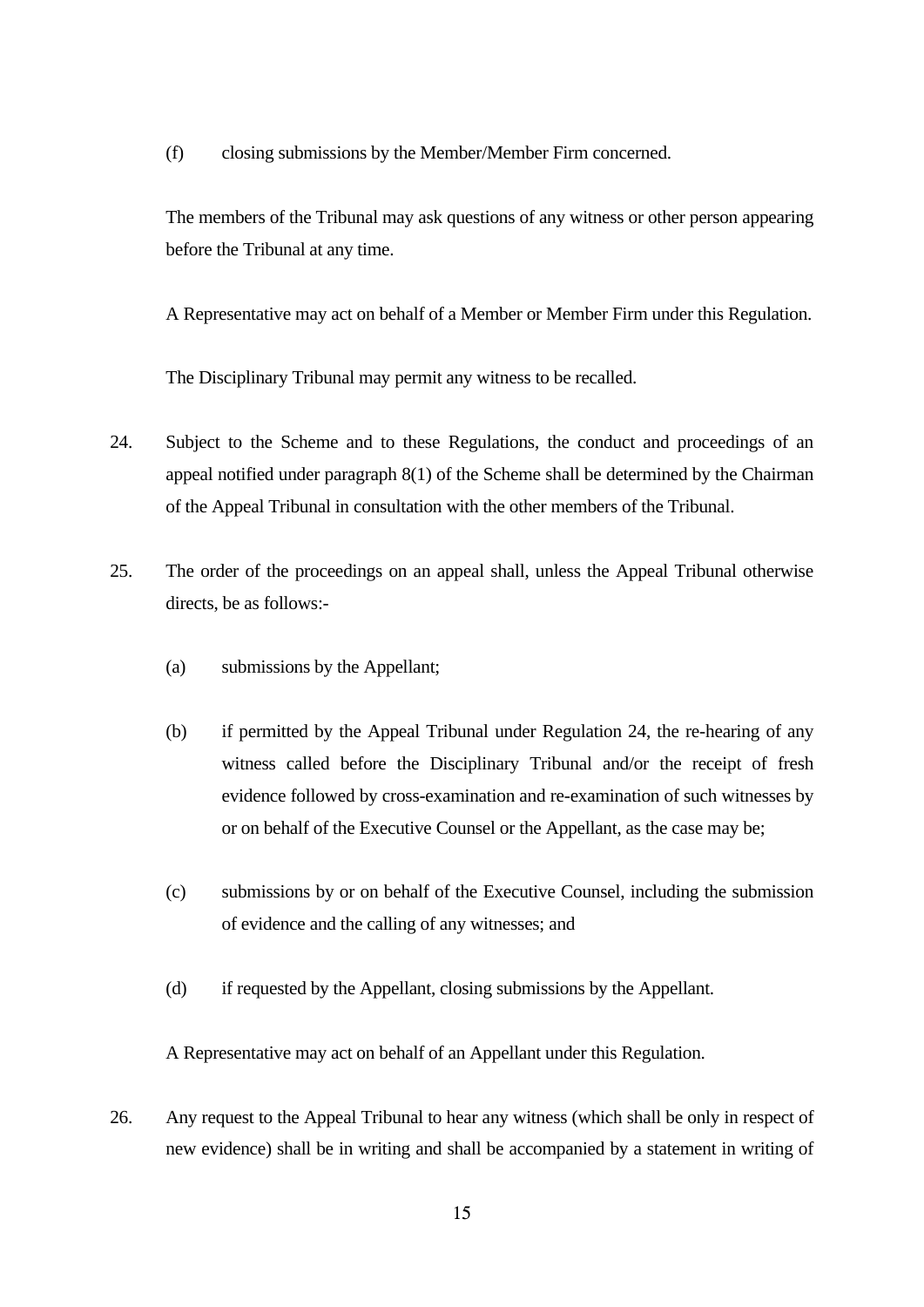(f) closing submissions by the Member/Member Firm concerned.

The members of the Tribunal may ask questions of any witness or other person appearing before the Tribunal at any time.

A Representative may act on behalf of a Member or Member Firm under this Regulation.

The Disciplinary Tribunal may permit any witness to be recalled.

24. Subject to the Scheme and to these Regulations, the conduct and proceedings of an appeal notified under paragraph 8(1) of the Scheme shall be determined by the Chairman of the Appeal Tribunal in consultation with the other members of the Tribunal.

25. The order of the proceedings on an appeal shall, unless the Appeal Tribunal otherwise directs, be as follows:-

   (a) submissions by the Appellant;

   (b) if permitted by the Appeal Tribunal under Regulation 24, the re-hearing of any witness called before the Disciplinary Tribunal and/or the receipt of fresh evidence followed by cross-examination and re-examination of such witnesses by or on behalf of the Executive Counsel or the Appellant, as the case may be;

   (c) submissions by or on behalf of the Executive Counsel, including the submission of evidence and the calling of any witnesses; and

   (d) if requested by the Appellant, closing submissions by the Appellant.

   A Representative may act on behalf of an Appellant under this Regulation.

26. Any request to the Appeal Tribunal to hear any witness (which shall be only in respect of new evidence) shall be in writing and shall be accompanied by a statement in writing of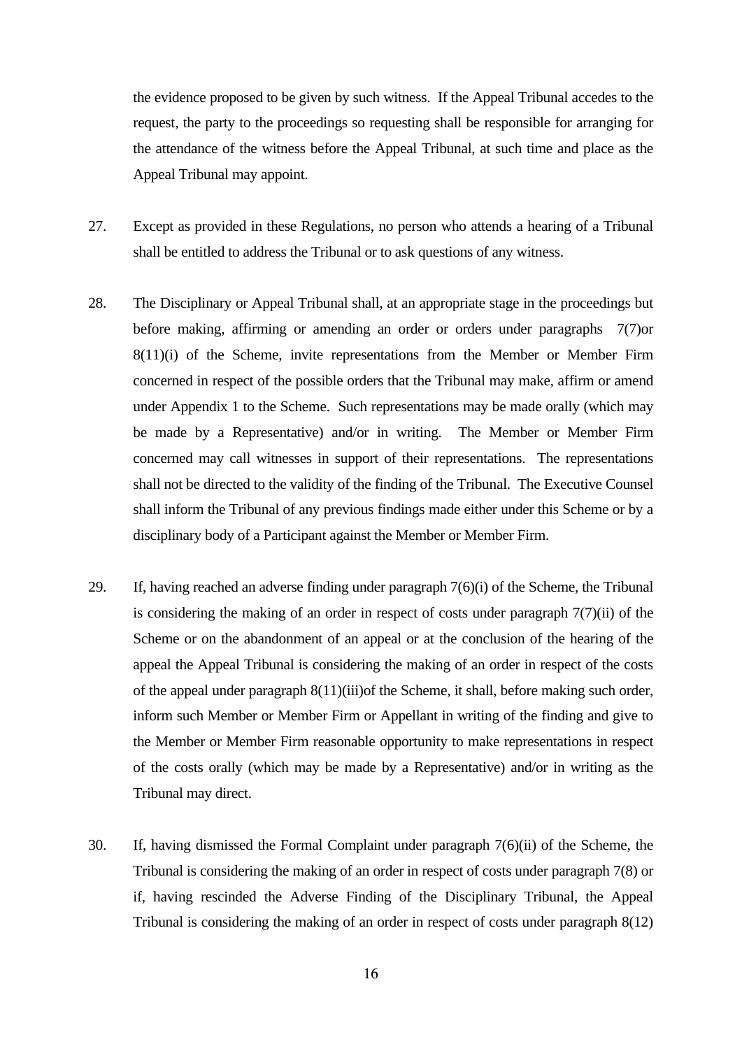the evidence proposed to be given by such witness. If the Appeal Tribunal accedes to the request, the party to the proceedings so requesting shall be responsible for arranging for the attendance of the witness before the Appeal Tribunal, at such time and place as the Appeal Tribunal may appoint.

27. Except as provided in these Regulations, no person who attends a hearing of a Tribunal shall be entitled to address the Tribunal or to ask questions of any witness.

28. The Disciplinary or Appeal Tribunal shall, at an appropriate stage in the proceedings but before making, affirming or amending an order or orders under paragraphs 7(7)or 8(11)(i) of the Scheme, invite representations from the Member or Member Firm concerned in respect of the possible orders that the Tribunal may make, affirm or amend under Appendix 1 to the Scheme. Such representations may be made orally (which may be made by a Representative) and/or in writing. The Member or Member Firm concerned may call witnesses in support of their representations. The representations shall not be directed to the validity of the finding of the Tribunal. The Executive Counsel shall inform the Tribunal of any previous findings made either under this Scheme or by a disciplinary body of a Participant against the Member or Member Firm.

29. If, having reached an adverse finding under paragraph 7(6)(i) of the Scheme, the Tribunal is considering the making of an order in respect of costs under paragraph 7(7)(ii) of the Scheme or on the abandonment of an appeal or at the conclusion of the hearing of the appeal the Appeal Tribunal is considering the making of an order in respect of the costs of the appeal under paragraph 8(11)(iii)of the Scheme, it shall, before making such order, inform such Member or Member Firm or Appellant in writing of the finding and give to the Member or Member Firm reasonable opportunity to make representations in respect of the costs orally (which may be made by a Representative) and/or in writing as the Tribunal may direct.

30. If, having dismissed the Formal Complaint under paragraph 7(6)(ii) of the Scheme, the Tribunal is considering the making of an order in respect of costs under paragraph 7(8) or if, having rescinded the Adverse Finding of the Disciplinary Tribunal, the Appeal Tribunal is considering the making of an order in respect of costs under paragraph 8(12)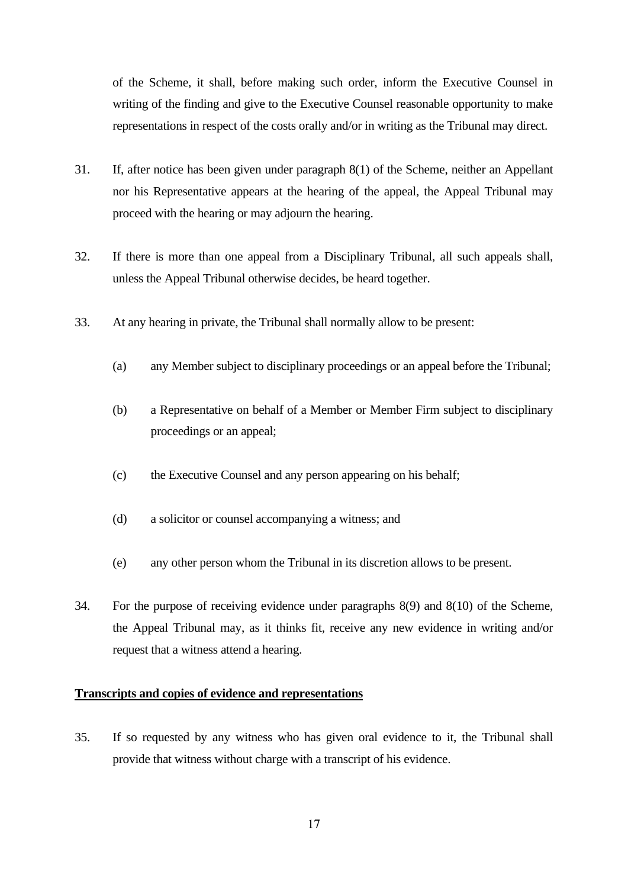of the Scheme, it shall, before making such order, inform the Executive Counsel in writing of the finding and give to the Executive Counsel reasonable opportunity to make representations in respect of the costs orally and/or in writing as the Tribunal may direct.

31. If, after notice has been given under paragraph 8(1) of the Scheme, neither an Appellant nor his Representative appears at the hearing of the appeal, the Appeal Tribunal may proceed with the hearing or may adjourn the hearing.

32. If there is more than one appeal from a Disciplinary Tribunal, all such appeals shall, unless the Appeal Tribunal otherwise decides, be heard together.

33. At any hearing in private, the Tribunal shall normally allow to be present:

    (a) any Member subject to disciplinary proceedings or an appeal before the Tribunal;

    (b) a Representative on behalf of a Member or Member Firm subject to disciplinary proceedings or an appeal;

    (c) the Executive Counsel and any person appearing on his behalf;

    (d) a solicitor or counsel accompanying a witness; and

    (e) any other person whom the Tribunal in its discretion allows to be present.

34. For the purpose of receiving evidence under paragraphs 8(9) and 8(10) of the Scheme, the Appeal Tribunal may, as it thinks fit, receive any new evidence in writing and/or request that a witness attend a hearing.

**Transcripts and copies of evidence and representations**

35. If so requested by any witness who has given oral evidence to it, the Tribunal shall provide that witness without charge with a transcript of his evidence.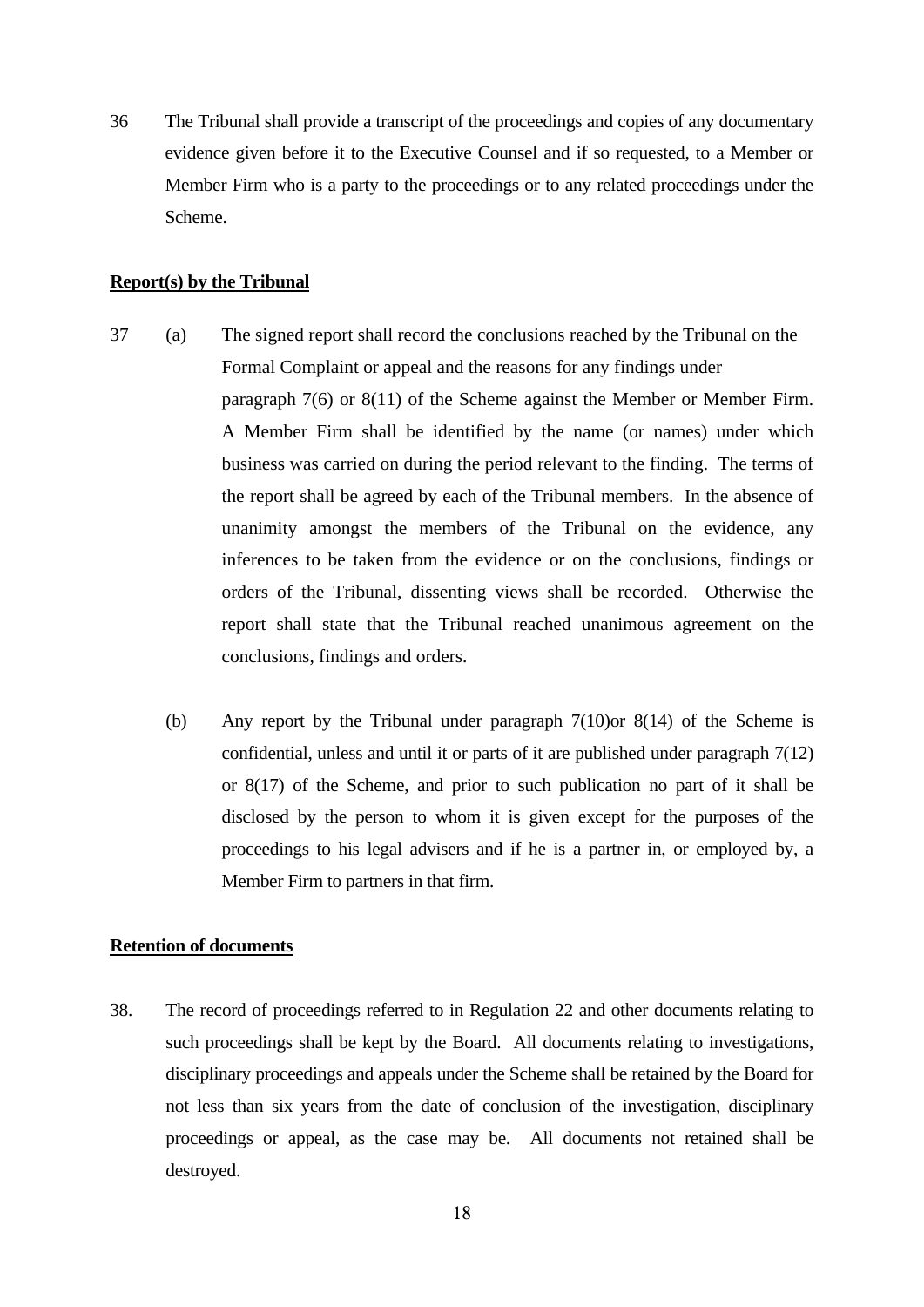36 The Tribunal shall provide a transcript of the proceedings and copies of any documentary evidence given before it to the Executive Counsel and if so requested, to a Member or Member Firm who is a party to the proceedings or to any related proceedings under the Scheme.

**Report(s) by the Tribunal**

37 (a) The signed report shall record the conclusions reached by the Tribunal on the Formal Complaint or appeal and the reasons for any findings under paragraph 7(6) or 8(11) of the Scheme against the Member or Member Firm. A Member Firm shall be identified by the name (or names) under which business was carried on during the period relevant to the finding. The terms of the report shall be agreed by each of the Tribunal members. In the absence of unanimity amongst the members of the Tribunal on the evidence, any inferences to be taken from the evidence or on the conclusions, findings or orders of the Tribunal, dissenting views shall be recorded. Otherwise the report shall state that the Tribunal reached unanimous agreement on the conclusions, findings and orders.

(b) Any report by the Tribunal under paragraph 7(10)or 8(14) of the Scheme is confidential, unless and until it or parts of it are published under paragraph 7(12) or 8(17) of the Scheme, and prior to such publication no part of it shall be disclosed by the person to whom it is given except for the purposes of the proceedings to his legal advisers and if he is a partner in, or employed by, a Member Firm to partners in that firm.

**Retention of documents**

38. The record of proceedings referred to in Regulation 22 and other documents relating to such proceedings shall be kept by the Board. All documents relating to investigations, disciplinary proceedings and appeals under the Scheme shall be retained by the Board for not less than six years from the date of conclusion of the investigation, disciplinary proceedings or appeal, as the case may be. All documents not retained shall be destroyed.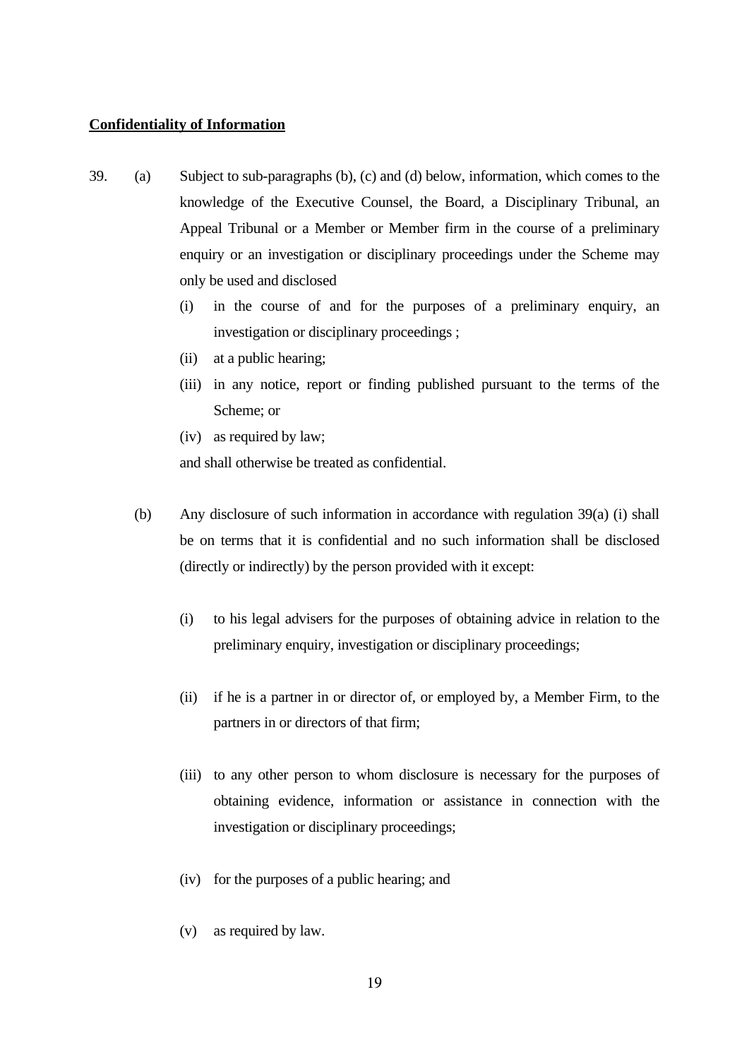**Confidentiality of Information**

39. (a) Subject to sub-paragraphs (b), (c) and (d) below, information, which comes to the knowledge of the Executive Counsel, the Board, a Disciplinary Tribunal, an Appeal Tribunal or a Member or Member firm in the course of a preliminary enquiry or an investigation or disciplinary proceedings under the Scheme may only be used and disclosed

   (i) in the course of and for the purposes of a preliminary enquiry, an investigation or disciplinary proceedings ;

   (ii) at a public hearing;

   (iii) in any notice, report or finding published pursuant to the terms of the Scheme; or

   (iv) as required by law;

   and shall otherwise be treated as confidential.

(b) Any disclosure of such information in accordance with regulation 39(a) (i) shall be on terms that it is confidential and no such information shall be disclosed (directly or indirectly) by the person provided with it except:

   (i) to his legal advisers for the purposes of obtaining advice in relation to the preliminary enquiry, investigation or disciplinary proceedings;

   (ii) if he is a partner in or director of, or employed by, a Member Firm, to the partners in or directors of that firm;

   (iii) to any other person to whom disclosure is necessary for the purposes of obtaining evidence, information or assistance in connection with the investigation or disciplinary proceedings;

   (iv) for the purposes of a public hearing; and

   (v) as required by law.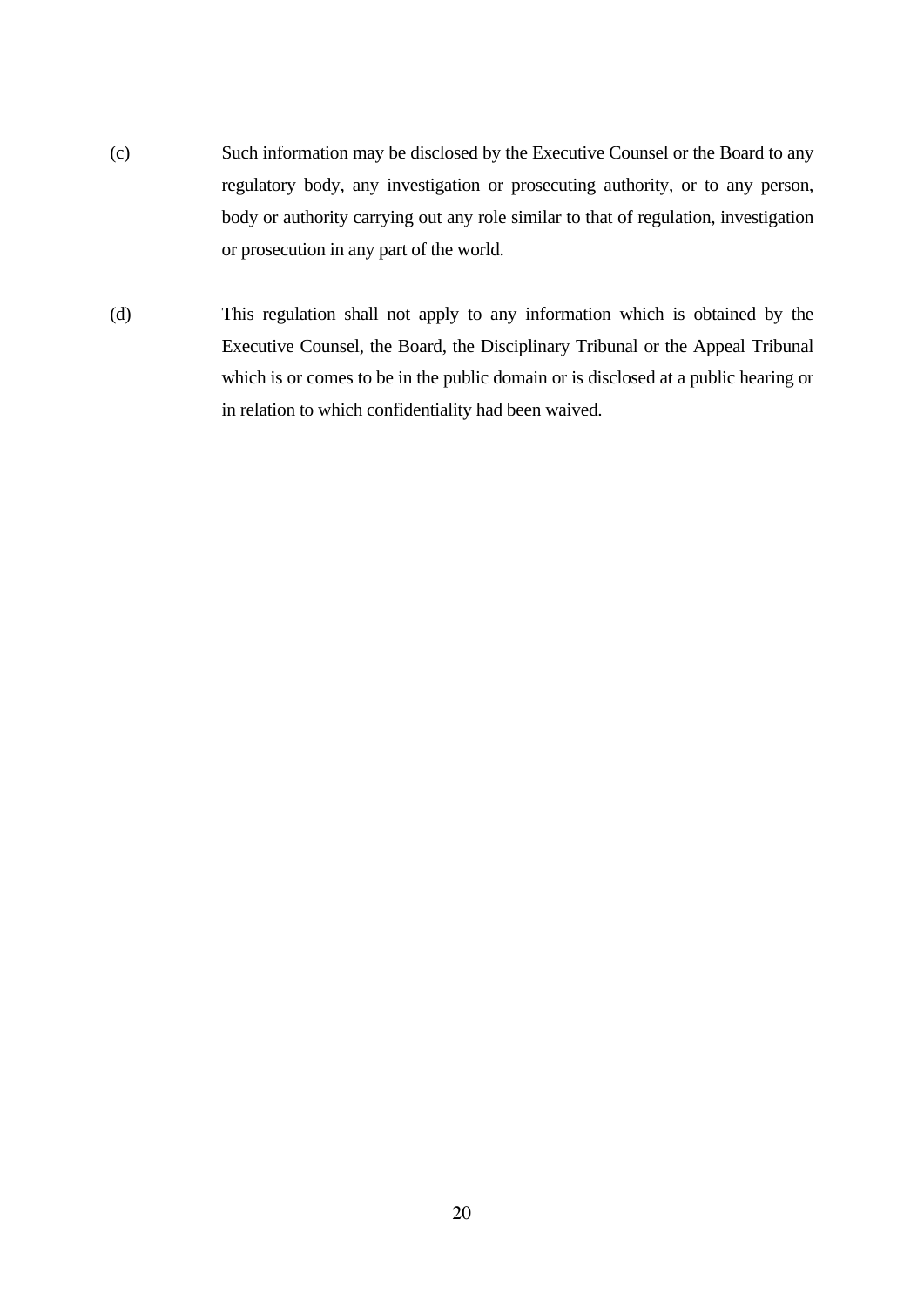(c) Such information may be disclosed by the Executive Counsel or the Board to any regulatory body, any investigation or prosecuting authority, or to any person, body or authority carrying out any role similar to that of regulation, investigation or prosecution in any part of the world.

(d) This regulation shall not apply to any information which is obtained by the Executive Counsel, the Board, the Disciplinary Tribunal or the Appeal Tribunal which is or comes to be in the public domain or is disclosed at a public hearing or in relation to which confidentiality had been waived.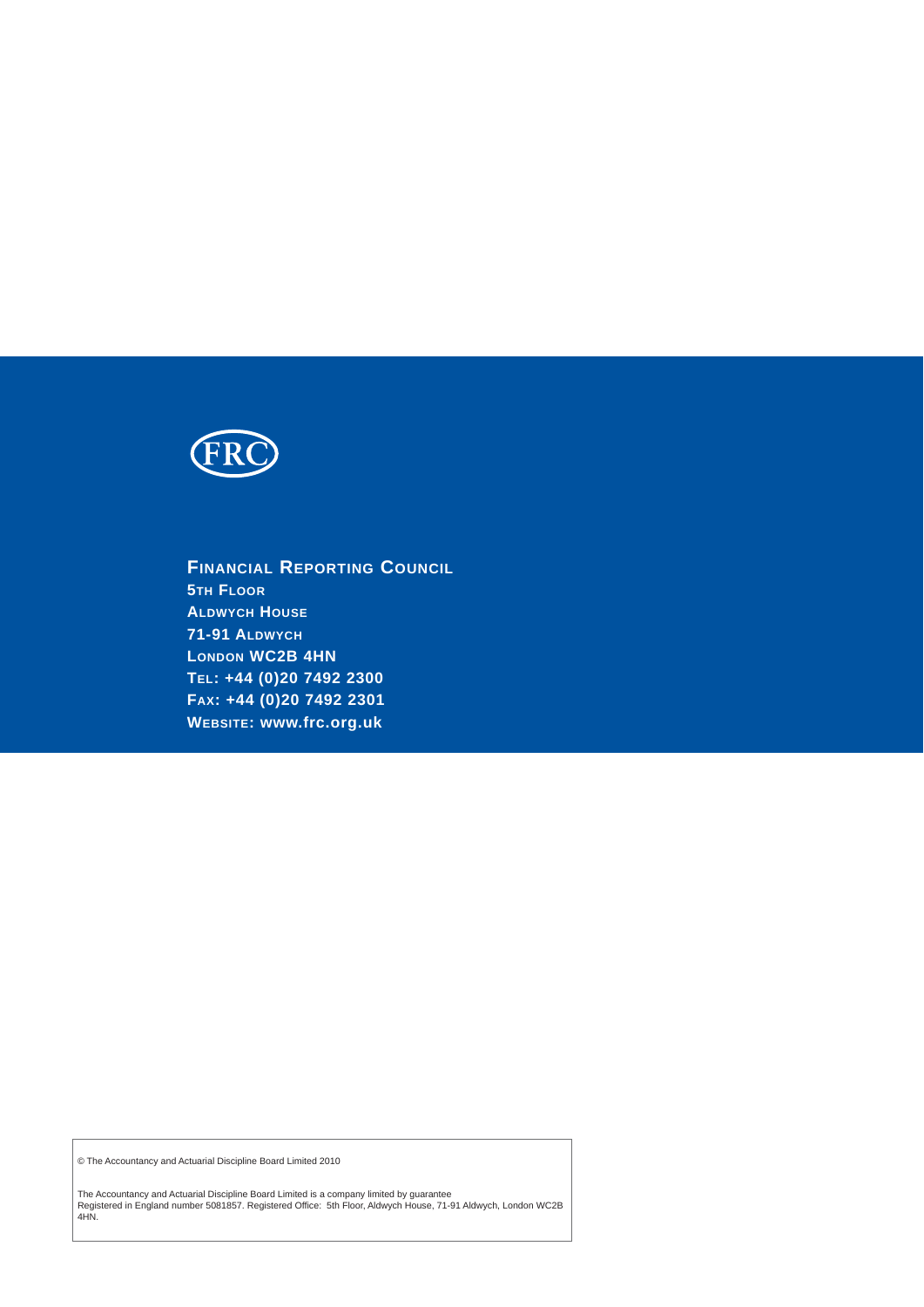FRC

**Financial Reporting Council**
**5th Floor**
**Aldwych House**
**71-91 Aldwych**
**London WC2B 4HN**
**Tel: +44 (0)20 7492 2300**
**Fax: +44 (0)20 7492 2301**
**Website: www.frc.org.uk**

© The Accountancy and Actuarial Discipline Board Limited 2010

The Accountancy and Actuarial Discipline Board Limited is a company limited by guarantee
Registered in England number 5081857. Registered Office: 5th Floor, Aldwych House, 71-91 Aldwych, London WC2B 4HN.